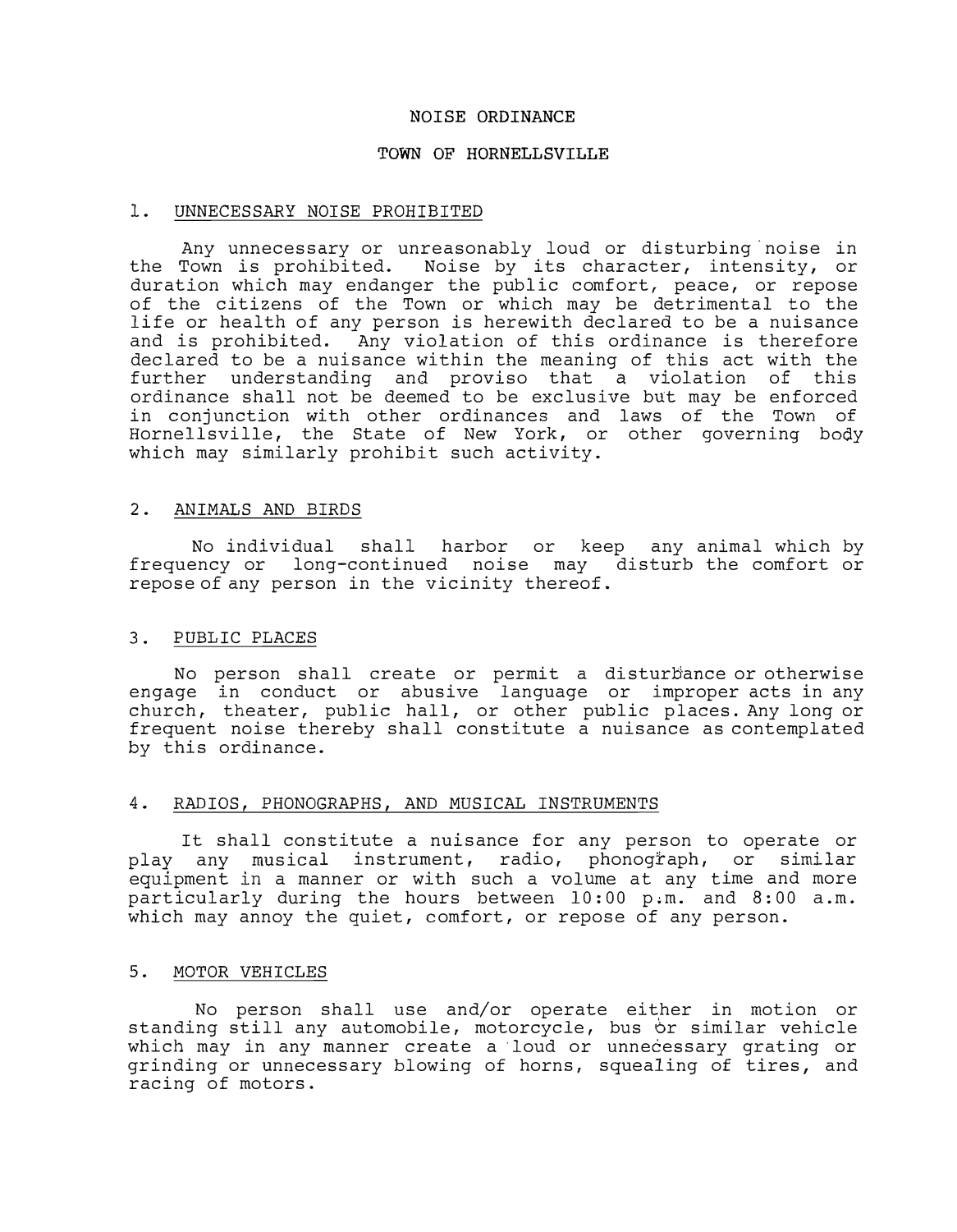# NOISE ORDINANCE

# TOWN OF HORNELLSVILLE

## 1. UNNECESSARY NOISE PROHIBITED

Any unnecessary or unreasonably loud or disturbing noise in the Town is prohibited. Noise by its character, intensity, or duration which may endanger the public comfort, peace, or repose of the citizens of the Town or which may be detrimental to the life or health of any person is herewith declared to be a nuisance and is prohibited. Any violation of this ordinance is therefore declared to be a nuisance within the meaning of this act with the further understanding and proviso that a violation of this ordinance shall not be deemed to be exclusive but may be enforced in conjunction with other ordinances and laws of the Town of Hornellsville, the State of New York, or other governing body which may similarly prohibit such activity.

## 2. ANIMALS AND BIRDS

No individual shall harbor or keep any animal which by frequency or long-continued noise may disturb the comfort or repose of any person in the vicinity thereof.

## 3. PUBLIC PLACES

No person shall create or permit a disturbance or otherwise engage in conduct or abusive language or improper acts in any church, theater, public hall, or other public places. Any long or frequent noise thereby shall constitute a nuisance as contemplated by this ordinance.

## 4. RADIOS, PHONOGRAPHS, AND MUSICAL INSTRUMENTS

It shall constitute a nuisance for any person to operate or play any musical instrument, radio, phonograph, or similar equipment in a manner or with such a volume at any time and more particularly during the hours between 10:00 p.m. and 8:00 a.m. which may annoy the quiet, comfort, or repose of any person.

## 5. MOTOR VEHICLES

No person shall use and/or operate either in motion or standing still any automobile, motorcycle, bus or similar vehicle which may in any manner create a loud or unnecessary grating or grinding or unnecessary blowing of horns, squealing of tires, and racing of motors.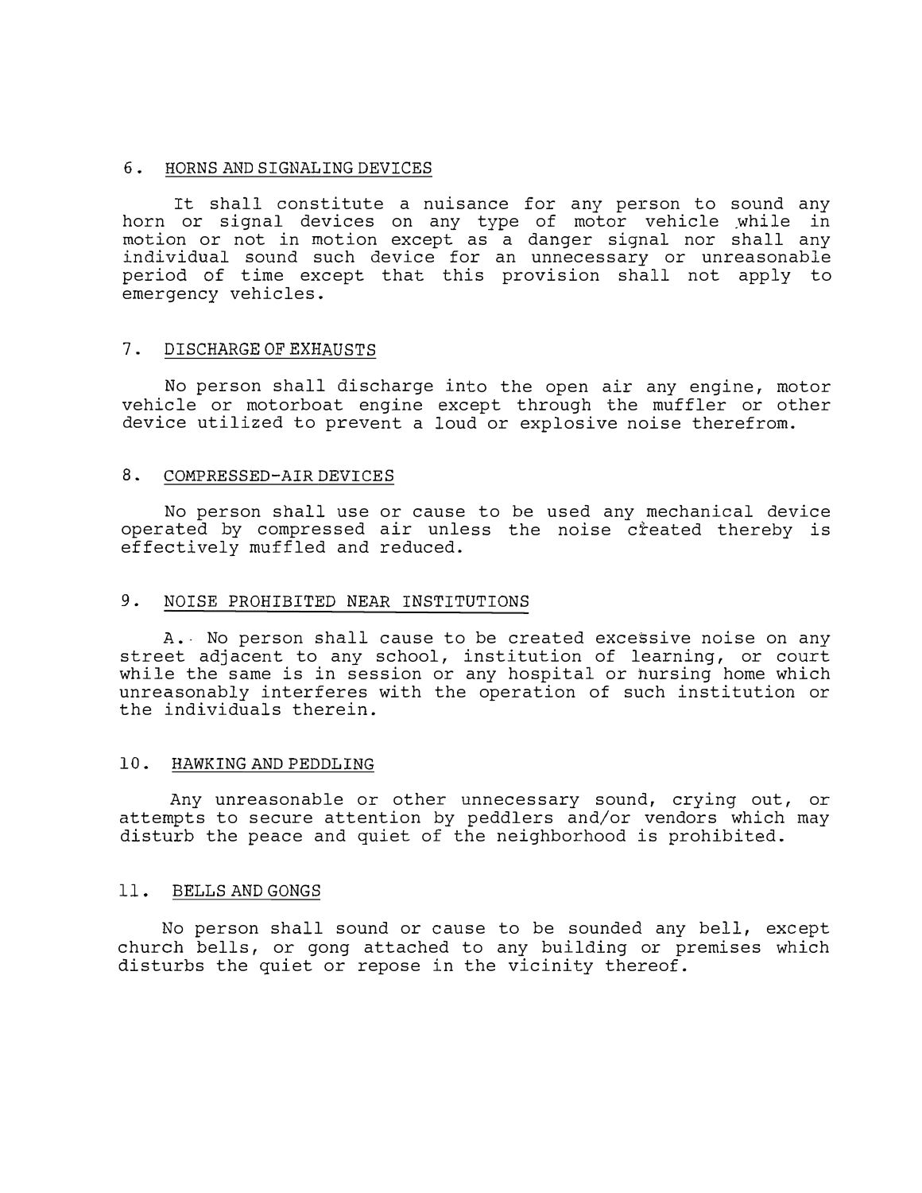6. HORNS AND SIGNALING DEVICES

It shall constitute a nuisance for any person to sound any horn or signal devices on any type of motor vehicle while in motion or not in motion except as a danger signal nor shall any individual sound such device for an unnecessary or unreasonable period of time except that this provision shall not apply to emergency vehicles.

7. DISCHARGE OF EXHAUSTS

No person shall discharge into the open air any engine, motor vehicle or motorboat engine except through the muffler or other device utilized to prevent a loud or explosive noise therefrom.

8. COMPRESSED-AIR DEVICES

No person shall use or cause to be used any mechanical device operated by compressed air unless the noise created thereby is effectively muffled and reduced.

9. NOISE PROHIBITED NEAR INSTITUTIONS

A. No person shall cause to be created excessive noise on any street adjacent to any school, institution of learning, or court while the same is in session or any hospital or nursing home which unreasonably interferes with the operation of such institution or the individuals therein.

10. HAWKING AND PEDDLING

Any unreasonable or other unnecessary sound, crying out, or attempts to secure attention by peddlers and/or vendors which may disturb the peace and quiet of the neighborhood is prohibited.

11. BELLS AND GONGS

No person shall sound or cause to be sounded any bell, except church bells, or gong attached to any building or premises which disturbs the quiet or repose in the vicinity thereof.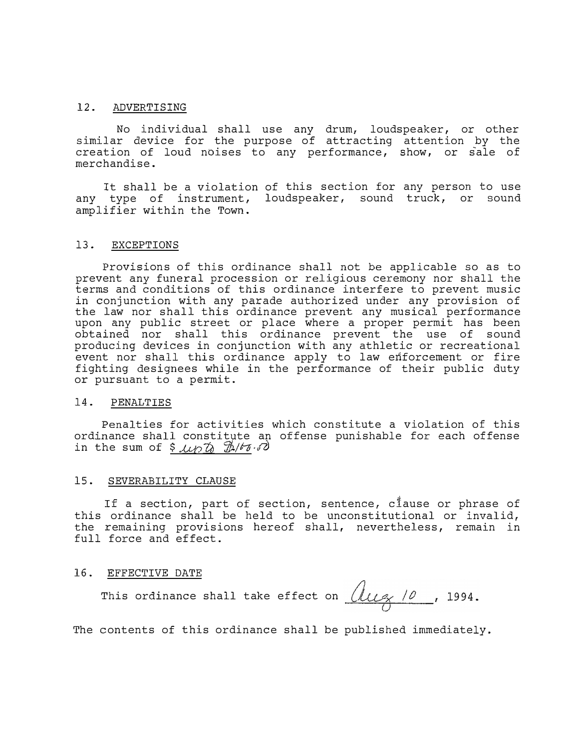## 12. ADVERTISING

No individual shall use any drum, loudspeaker, or other similar device for the purpose of attracting attention by the creation of loud noises to any performance, show, or sale of merchandise.

It shall be a violation of this section for any person to use any type of instrument, loudspeaker, sound truck, or sound amplifier within the Town.

## 13. EXCEPTIONS

Provisions of this ordinance shall not be applicable so as to prevent any funeral procession or religious ceremony nor shall the terms and conditions of this ordinance interfere to prevent music in conjunction with any parade authorized under any provision of the law nor shall this ordinance prevent any musical performance upon any public street or place where a proper permit has been obtained nor shall this ordinance prevent the use of sound producing devices in conjunction with any athletic or recreational event nor shall this ordinance apply to law enforcement or fire fighting designees while in the performance of their public duty or pursuant to a permit.

## 14. PENALTIES

Penalties for activities which constitute a violation of this ordinance shall constitute an offense punishable for each offense in the sum of $ up to $100.00

## 15. SEVERABILITY CLAUSE

If a section, part of section, sentence, clause or phrase of this ordinance shall be held to be unconstitutional or invalid, the remaining provisions hereof shall, nevertheless, remain in full force and effect.

## 16. EFFECTIVE DATE

This ordinance shall take effect on Aug 10, 1994.

The contents of this ordinance shall be published immediately.